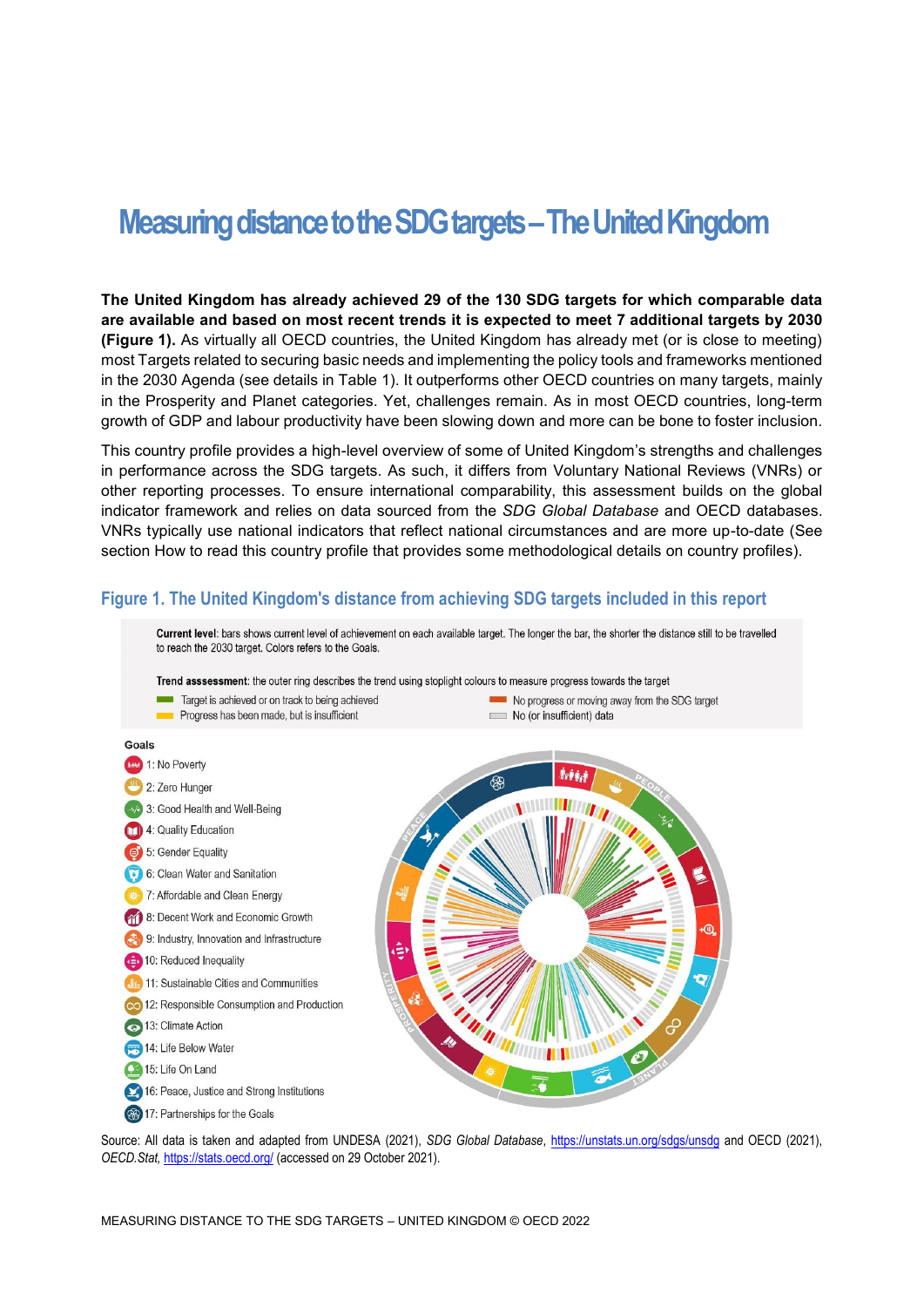# Measuring distance to the SDG targets – The United Kingdom

**The United Kingdom has already achieved 29 of the 130 SDG targets for which comparable data are available and based on most recent trends it is expected to meet 7 additional targets by 2030 (Figure 1).** As virtually all OECD countries, the United Kingdom has already met (or is close to meeting) most Targets related to securing basic needs and implementing the policy tools and frameworks mentioned in the 2030 Agenda (see details in Table 1). It outperforms other OECD countries on many targets, mainly in the Prosperity and Planet categories. Yet, challenges remain. As in most OECD countries, long-term growth of GDP and labour productivity have been slowing down and more can be bone to foster inclusion.

This country profile provides a high-level overview of some of United Kingdom's strengths and challenges in performance across the SDG targets. As such, it differs from Voluntary National Reviews (VNRs) or other reporting processes. To ensure international comparability, this assessment builds on the global indicator framework and relies on data sourced from the *SDG Global Database* and OECD databases. VNRs typically use national indicators that reflect national circumstances and are more up-to-date (See section How to read this country profile that provides some methodological details on country profiles).

## Figure 1. The United Kingdom's distance from achieving SDG targets included in this report

**Current level**: bars shows current level of achievement on each available target. The longer the bar, the shorter the distance still to be travelled to reach the 2030 target. Colors refers to the Goals.

**Trend asssessment**: the outer ring describes the trend using stoplight colours to measure progress towards the target

- Target is achieved or on track to being achieved
- Progress has been made, but is insufficient
- No progress or moving away from the SDG target
- No (or insufficient) data

**Goals**

- 1: No Poverty
- 2: Zero Hunger
- 3: Good Health and Well-Being
- 4: Quality Education
- 5: Gender Equality
- 6: Clean Water and Sanitation
- 7: Affordable and Clean Energy
- 8: Decent Work and Economic Growth
- 9: Industry, Innovation and Infrastructure
- 10: Reduced Inequality
- 11: Sustainable Cities and Communities
- 12: Responsible Consumption and Production
- 13: Climate Action
- 14: Life Below Water
- 15: Life On Land
- 16: Peace, Justice and Strong Institutions
- 17: Partnerships for the Goals

Source: All data is taken and adapted from UNDESA (2021), *SDG Global Database*, https://unstats.un.org/sdgs/unsdg and OECD (2021), *OECD.Stat*, https://stats.oecd.org/ (accessed on 29 October 2021).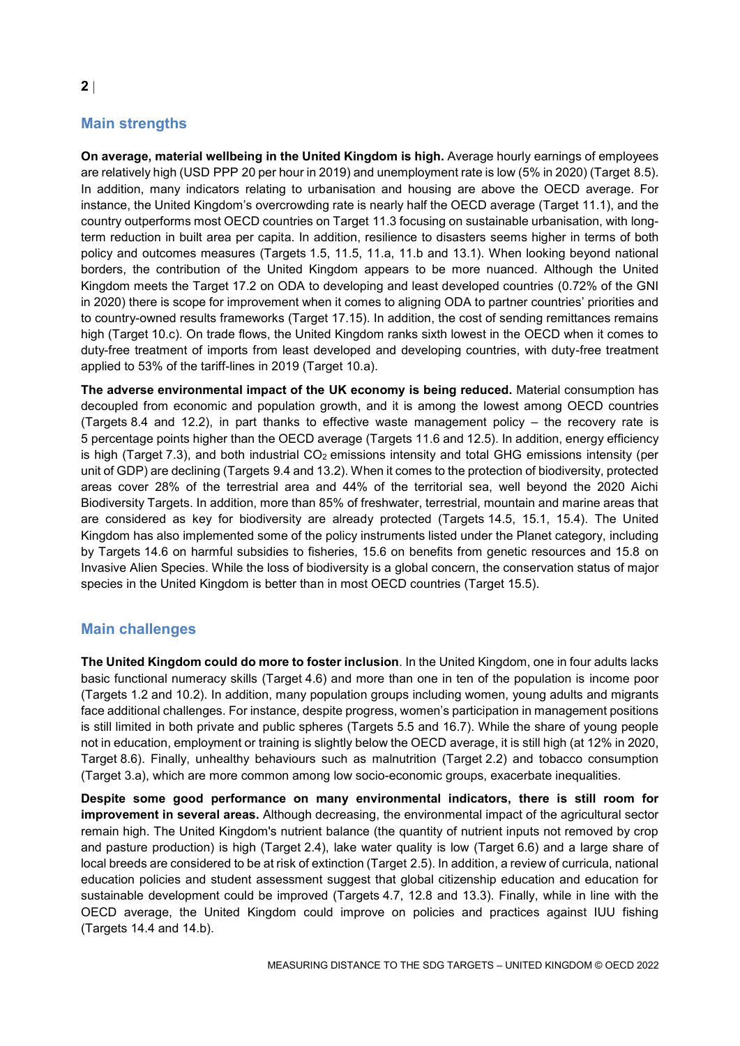## Main strengths

**On average, material wellbeing in the United Kingdom is high.** Average hourly earnings of employees are relatively high (USD PPP 20 per hour in 2019) and unemployment rate is low (5% in 2020) (Target 8.5). In addition, many indicators relating to urbanisation and housing are above the OECD average. For instance, the United Kingdom's overcrowding rate is nearly half the OECD average (Target 11.1), and the country outperforms most OECD countries on Target 11.3 focusing on sustainable urbanisation, with long-term reduction in built area per capita. In addition, resilience to disasters seems higher in terms of both policy and outcomes measures (Targets 1.5, 11.5, 11.a, 11.b and 13.1). When looking beyond national borders, the contribution of the United Kingdom appears to be more nuanced. Although the United Kingdom meets the Target 17.2 on ODA to developing and least developed countries (0.72% of the GNI in 2020) there is scope for improvement when it comes to aligning ODA to partner countries' priorities and to country-owned results frameworks (Target 17.15). In addition, the cost of sending remittances remains high (Target 10.c). On trade flows, the United Kingdom ranks sixth lowest in the OECD when it comes to duty-free treatment of imports from least developed and developing countries, with duty-free treatment applied to 53% of the tariff-lines in 2019 (Target 10.a).

**The adverse environmental impact of the UK economy is being reduced.** Material consumption has decoupled from economic and population growth, and it is among the lowest among OECD countries (Targets 8.4 and 12.2), in part thanks to effective waste management policy – the recovery rate is 5 percentage points higher than the OECD average (Targets 11.6 and 12.5). In addition, energy efficiency is high (Target 7.3), and both industrial $CO_2$ emissions intensity and total GHG emissions intensity (per unit of GDP) are declining (Targets 9.4 and 13.2). When it comes to the protection of biodiversity, protected areas cover 28% of the terrestrial area and 44% of the territorial sea, well beyond the 2020 Aichi Biodiversity Targets. In addition, more than 85% of freshwater, terrestrial, mountain and marine areas that are considered as key for biodiversity are already protected (Targets 14.5, 15.1, 15.4). The United Kingdom has also implemented some of the policy instruments listed under the Planet category, including by Targets 14.6 on harmful subsidies to fisheries, 15.6 on benefits from genetic resources and 15.8 on Invasive Alien Species. While the loss of biodiversity is a global concern, the conservation status of major species in the United Kingdom is better than in most OECD countries (Target 15.5).

## Main challenges

**The United Kingdom could do more to foster inclusion**. In the United Kingdom, one in four adults lacks basic functional numeracy skills (Target 4.6) and more than one in ten of the population is income poor (Targets 1.2 and 10.2). In addition, many population groups including women, young adults and migrants face additional challenges. For instance, despite progress, women's participation in management positions is still limited in both private and public spheres (Targets 5.5 and 16.7). While the share of young people not in education, employment or training is slightly below the OECD average, it is still high (at 12% in 2020, Target 8.6). Finally, unhealthy behaviours such as malnutrition (Target 2.2) and tobacco consumption (Target 3.a), which are more common among low socio-economic groups, exacerbate inequalities.

**Despite some good performance on many environmental indicators, there is still room for improvement in several areas.** Although decreasing, the environmental impact of the agricultural sector remain high. The United Kingdom's nutrient balance (the quantity of nutrient inputs not removed by crop and pasture production) is high (Target 2.4), lake water quality is low (Target 6.6) and a large share of local breeds are considered to be at risk of extinction (Target 2.5). In addition, a review of curricula, national education policies and student assessment suggest that global citizenship education and education for sustainable development could be improved (Targets 4.7, 12.8 and 13.3). Finally, while in line with the OECD average, the United Kingdom could improve on policies and practices against IUU fishing (Targets 14.4 and 14.b).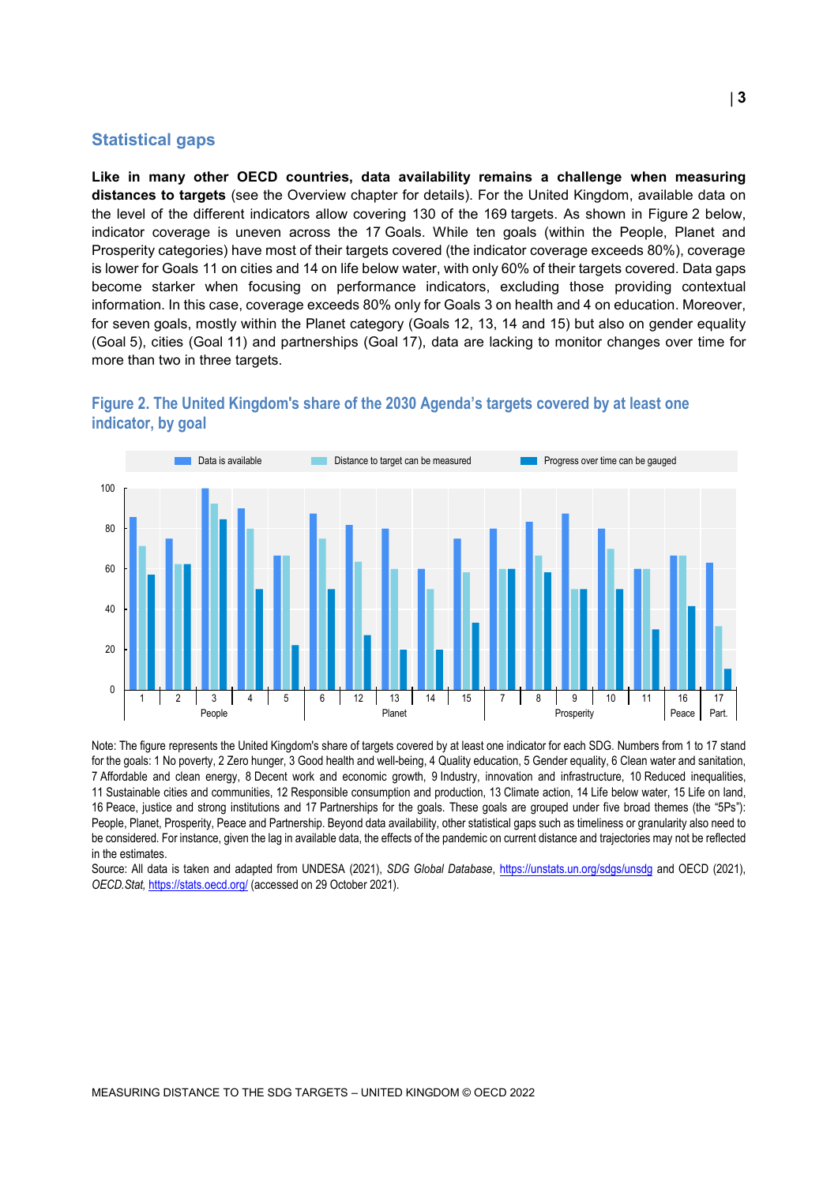## Statistical gaps

**Like in many other OECD countries, data availability remains a challenge when measuring distances to targets** (see the Overview chapter for details). For the United Kingdom, available data on the level of the different indicators allow covering 130 of the 169 targets. As shown in Figure 2 below, indicator coverage is uneven across the 17 Goals. While ten goals (within the People, Planet and Prosperity categories) have most of their targets covered (the indicator coverage exceeds 80%), coverage is lower for Goals 11 on cities and 14 on life below water, with only 60% of their targets covered. Data gaps become starker when focusing on performance indicators, excluding those providing contextual information. In this case, coverage exceeds 80% only for Goals 3 on health and 4 on education. Moreover, for seven goals, mostly within the Planet category (Goals 12, 13, 14 and 15) but also on gender equality (Goal 5), cities (Goal 11) and partnerships (Goal 17), data are lacking to monitor changes over time for more than two in three targets.

### Figure 2. The United Kingdom's share of the 2030 Agenda's targets covered by at least one indicator, by goal

Note: The figure represents the United Kingdom's share of targets covered by at least one indicator for each SDG. Numbers from 1 to 17 stand for the goals: 1 No poverty, 2 Zero hunger, 3 Good health and well-being, 4 Quality education, 5 Gender equality, 6 Clean water and sanitation, 7 Affordable and clean energy, 8 Decent work and economic growth, 9 Industry, innovation and infrastructure, 10 Reduced inequalities, 11 Sustainable cities and communities, 12 Responsible consumption and production, 13 Climate action, 14 Life below water, 15 Life on land, 16 Peace, justice and strong institutions and 17 Partnerships for the goals. These goals are grouped under five broad themes (the "5Ps"): People, Planet, Prosperity, Peace and Partnership. Beyond data availability, other statistical gaps such as timeliness or granularity also need to be considered. For instance, given the lag in available data, the effects of the pandemic on current distance and trajectories may not be reflected in the estimates.

Source: All data is taken and adapted from UNDESA (2021), *SDG Global Database*, https://unstats.un.org/sdgs/unsdg and OECD (2021), *OECD.Stat*, https://stats.oecd.org/ (accessed on 29 October 2021).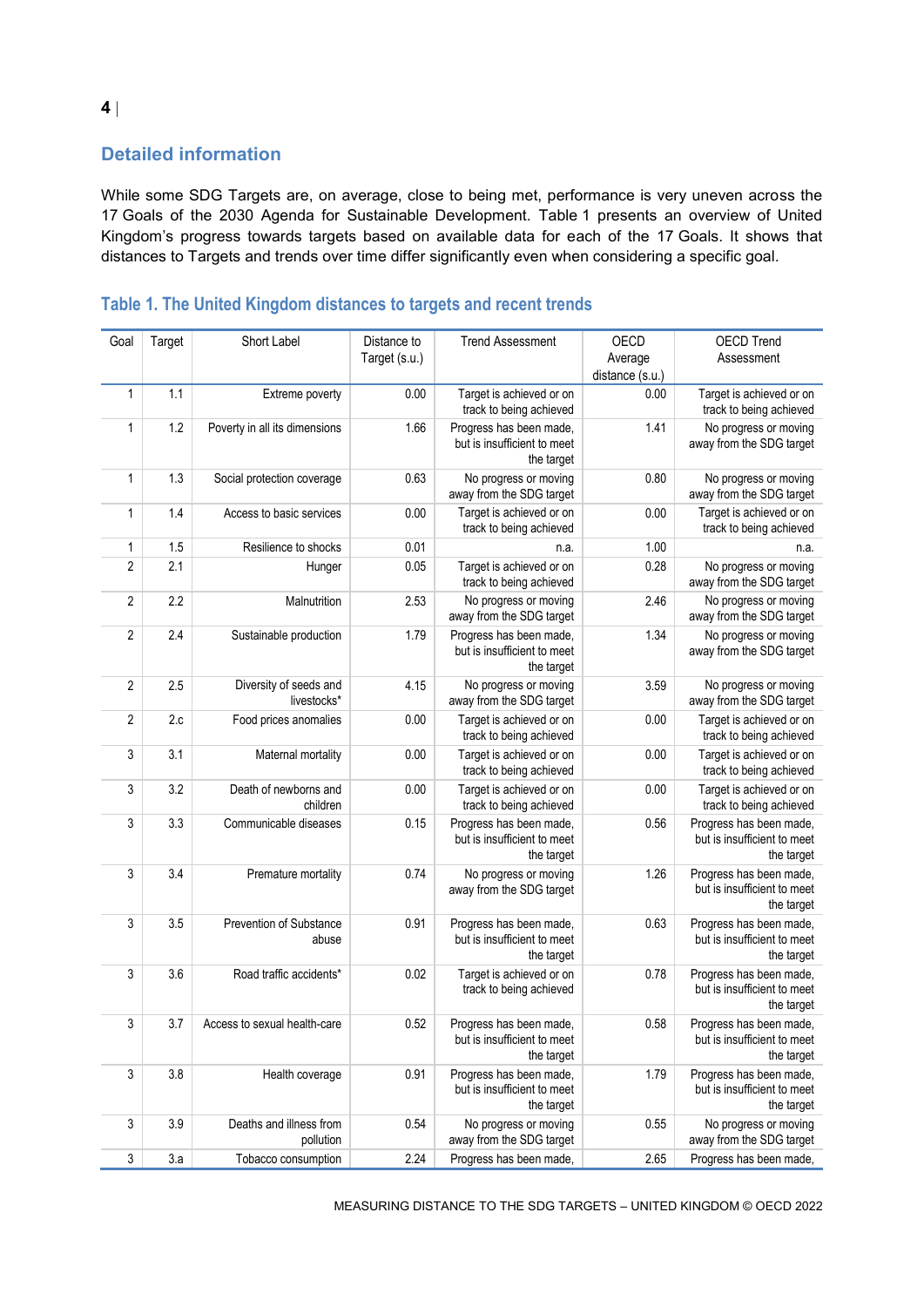## Detailed information

While some SDG Targets are, on average, close to being met, performance is very uneven across the 17 Goals of the 2030 Agenda for Sustainable Development. Table 1 presents an overview of United Kingdom's progress towards targets based on available data for each of the 17 Goals. It shows that distances to Targets and trends over time differ significantly even when considering a specific goal.

### Table 1. The United Kingdom distances to targets and recent trends

| Goal | Target | Short Label | Distance to Target (s.u.) | Trend Assessment | OECD Average distance (s.u.) | OECD Trend Assessment |
|---|---|---|---|---|---|---|
| 1 | 1.1 | Extreme poverty | 0.00 | Target is achieved or on track to being achieved | 0.00 | Target is achieved or on track to being achieved |
| 1 | 1.2 | Poverty in all its dimensions | 1.66 | Progress has been made, but is insufficient to meet the target | 1.41 | No progress or moving away from the SDG target |
| 1 | 1.3 | Social protection coverage | 0.63 | No progress or moving away from the SDG target | 0.80 | No progress or moving away from the SDG target |
| 1 | 1.4 | Access to basic services | 0.00 | Target is achieved or on track to being achieved | 0.00 | Target is achieved or on track to being achieved |
| 1 | 1.5 | Resilience to shocks | 0.01 | n.a. | 1.00 | n.a. |
| 2 | 2.1 | Hunger | 0.05 | Target is achieved or on track to being achieved | 0.28 | No progress or moving away from the SDG target |
| 2 | 2.2 | Malnutrition | 2.53 | No progress or moving away from the SDG target | 2.46 | No progress or moving away from the SDG target |
| 2 | 2.4 | Sustainable production | 1.79 | Progress has been made, but is insufficient to meet the target | 1.34 | No progress or moving away from the SDG target |
| 2 | 2.5 | Diversity of seeds and livestocks* | 4.15 | No progress or moving away from the SDG target | 3.59 | No progress or moving away from the SDG target |
| 2 | 2.c | Food prices anomalies | 0.00 | Target is achieved or on track to being achieved | 0.00 | Target is achieved or on track to being achieved |
| 3 | 3.1 | Maternal mortality | 0.00 | Target is achieved or on track to being achieved | 0.00 | Target is achieved or on track to being achieved |
| 3 | 3.2 | Death of newborns and children | 0.00 | Target is achieved or on track to being achieved | 0.00 | Target is achieved or on track to being achieved |
| 3 | 3.3 | Communicable diseases | 0.15 | Progress has been made, but is insufficient to meet the target | 0.56 | Progress has been made, but is insufficient to meet the target |
| 3 | 3.4 | Premature mortality | 0.74 | No progress or moving away from the SDG target | 1.26 | Progress has been made, but is insufficient to meet the target |
| 3 | 3.5 | Prevention of Substance abuse | 0.91 | Progress has been made, but is insufficient to meet the target | 0.63 | Progress has been made, but is insufficient to meet the target |
| 3 | 3.6 | Road traffic accidents* | 0.02 | Target is achieved or on track to being achieved | 0.78 | Progress has been made, but is insufficient to meet the target |
| 3 | 3.7 | Access to sexual health-care | 0.52 | Progress has been made, but is insufficient to meet the target | 0.58 | Progress has been made, but is insufficient to meet the target |
| 3 | 3.8 | Health coverage | 0.91 | Progress has been made, but is insufficient to meet the target | 1.79 | Progress has been made, but is insufficient to meet the target |
| 3 | 3.9 | Deaths and illness from pollution | 0.54 | No progress or moving away from the SDG target | 0.55 | No progress or moving away from the SDG target |
| 3 | 3.a | Tobacco consumption | 2.24 | Progress has been made, | 2.65 | Progress has been made, |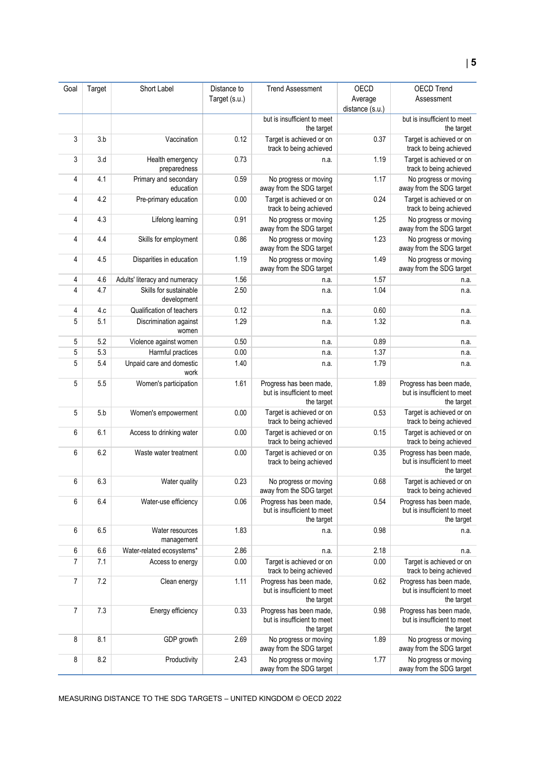| Goal | Target | Short Label | Distance to Target (s.u.) | Trend Assessment | OECD Average distance (s.u.) | OECD Trend Assessment |
|---|---|---|---|---|---|---|
| | | | | but is insufficient to meet the target | | but is insufficient to meet the target |
| 3 | 3.b | Vaccination | 0.12 | Target is achieved or on track to being achieved | 0.37 | Target is achieved or on track to being achieved |
| 3 | 3.d | Health emergency preparedness | 0.73 | n.a. | 1.19 | Target is achieved or on track to being achieved |
| 4 | 4.1 | Primary and secondary education | 0.59 | No progress or moving away from the SDG target | 1.17 | No progress or moving away from the SDG target |
| 4 | 4.2 | Pre-primary education | 0.00 | Target is achieved or on track to being achieved | 0.24 | Target is achieved or on track to being achieved |
| 4 | 4.3 | Lifelong learning | 0.91 | No progress or moving away from the SDG target | 1.25 | No progress or moving away from the SDG target |
| 4 | 4.4 | Skills for employment | 0.86 | No progress or moving away from the SDG target | 1.23 | No progress or moving away from the SDG target |
| 4 | 4.5 | Disparities in education | 1.19 | No progress or moving away from the SDG target | 1.49 | No progress or moving away from the SDG target |
| 4 | 4.6 | Adults' literacy and numeracy | 1.56 | n.a. | 1.57 | n.a. |
| 4 | 4.7 | Skills for sustainable development | 2.50 | n.a. | 1.04 | n.a. |
| 4 | 4.c | Qualification of teachers | 0.12 | n.a. | 0.60 | n.a. |
| 5 | 5.1 | Discrimination against women | 1.29 | n.a. | 1.32 | n.a. |
| 5 | 5.2 | Violence against women | 0.50 | n.a. | 0.89 | n.a. |
| 5 | 5.3 | Harmful practices | 0.00 | n.a. | 1.37 | n.a. |
| 5 | 5.4 | Unpaid care and domestic work | 1.40 | n.a. | 1.79 | n.a. |
| 5 | 5.5 | Women's participation | 1.61 | Progress has been made, but is insufficient to meet the target | 1.89 | Progress has been made, but is insufficient to meet the target |
| 5 | 5.b | Women's empowerment | 0.00 | Target is achieved or on track to being achieved | 0.53 | Target is achieved or on track to being achieved |
| 6 | 6.1 | Access to drinking water | 0.00 | Target is achieved or on track to being achieved | 0.15 | Target is achieved or on track to being achieved |
| 6 | 6.2 | Waste water treatment | 0.00 | Target is achieved or on track to being achieved | 0.35 | Progress has been made, but is insufficient to meet the target |
| 6 | 6.3 | Water quality | 0.23 | No progress or moving away from the SDG target | 0.68 | Target is achieved or on track to being achieved |
| 6 | 6.4 | Water-use efficiency | 0.06 | Progress has been made, but is insufficient to meet the target | 0.54 | Progress has been made, but is insufficient to meet the target |
| 6 | 6.5 | Water resources management | 1.83 | n.a. | 0.98 | n.a. |
| 6 | 6.6 | Water-related ecosystems* | 2.86 | n.a. | 2.18 | n.a. |
| 7 | 7.1 | Access to energy | 0.00 | Target is achieved or on track to being achieved | 0.00 | Target is achieved or on track to being achieved |
| 7 | 7.2 | Clean energy | 1.11 | Progress has been made, but is insufficient to meet the target | 0.62 | Progress has been made, but is insufficient to meet the target |
| 7 | 7.3 | Energy efficiency | 0.33 | Progress has been made, but is insufficient to meet the target | 0.98 | Progress has been made, but is insufficient to meet the target |
| 8 | 8.1 | GDP growth | 2.69 | No progress or moving away from the SDG target | 1.89 | No progress or moving away from the SDG target |
| 8 | 8.2 | Productivity | 2.43 | No progress or moving away from the SDG target | 1.77 | No progress or moving away from the SDG target |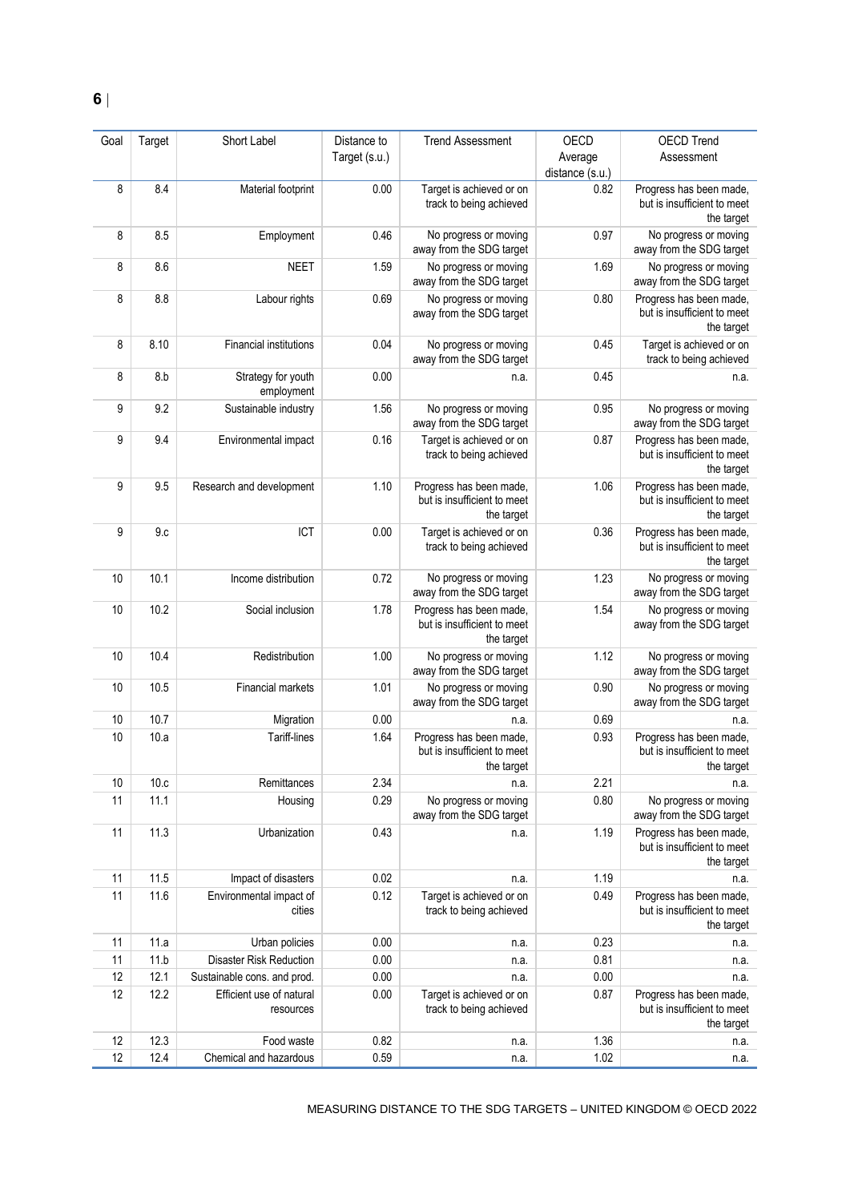| Goal | Target | Short Label | Distance to Target (s.u.) | Trend Assessment | OECD Average distance (s.u.) | OECD Trend Assessment |
|---|---|---|---|---|---|---|
| 8 | 8.4 | Material footprint | 0.00 | Target is achieved or on track to being achieved | 0.82 | Progress has been made, but is insufficient to meet the target |
| 8 | 8.5 | Employment | 0.46 | No progress or moving away from the SDG target | 0.97 | No progress or moving away from the SDG target |
| 8 | 8.6 | NEET | 1.59 | No progress or moving away from the SDG target | 1.69 | No progress or moving away from the SDG target |
| 8 | 8.8 | Labour rights | 0.69 | No progress or moving away from the SDG target | 0.80 | Progress has been made, but is insufficient to meet the target |
| 8 | 8.10 | Financial institutions | 0.04 | No progress or moving away from the SDG target | 0.45 | Target is achieved or on track to being achieved |
| 8 | 8.b | Strategy for youth employment | 0.00 | n.a. | 0.45 | n.a. |
| 9 | 9.2 | Sustainable industry | 1.56 | No progress or moving away from the SDG target | 0.95 | No progress or moving away from the SDG target |
| 9 | 9.4 | Environmental impact | 0.16 | Target is achieved or on track to being achieved | 0.87 | Progress has been made, but is insufficient to meet the target |
| 9 | 9.5 | Research and development | 1.10 | Progress has been made, but is insufficient to meet the target | 1.06 | Progress has been made, but is insufficient to meet the target |
| 9 | 9.c | ICT | 0.00 | Target is achieved or on track to being achieved | 0.36 | Progress has been made, but is insufficient to meet the target |
| 10 | 10.1 | Income distribution | 0.72 | No progress or moving away from the SDG target | 1.23 | No progress or moving away from the SDG target |
| 10 | 10.2 | Social inclusion | 1.78 | Progress has been made, but is insufficient to meet the target | 1.54 | No progress or moving away from the SDG target |
| 10 | 10.4 | Redistribution | 1.00 | No progress or moving away from the SDG target | 1.12 | No progress or moving away from the SDG target |
| 10 | 10.5 | Financial markets | 1.01 | No progress or moving away from the SDG target | 0.90 | No progress or moving away from the SDG target |
| 10 | 10.7 | Migration | 0.00 | n.a. | 0.69 | n.a. |
| 10 | 10.a | Tariff-lines | 1.64 | Progress has been made, but is insufficient to meet the target | 0.93 | Progress has been made, but is insufficient to meet the target |
| 10 | 10.c | Remittances | 2.34 | n.a. | 2.21 | n.a. |
| 11 | 11.1 | Housing | 0.29 | No progress or moving away from the SDG target | 0.80 | No progress or moving away from the SDG target |
| 11 | 11.3 | Urbanization | 0.43 | n.a. | 1.19 | Progress has been made, but is insufficient to meet the target |
| 11 | 11.5 | Impact of disasters | 0.02 | n.a. | 1.19 | n.a. |
| 11 | 11.6 | Environmental impact of cities | 0.12 | Target is achieved or on track to being achieved | 0.49 | Progress has been made, but is insufficient to meet the target |
| 11 | 11.a | Urban policies | 0.00 | n.a. | 0.23 | n.a. |
| 11 | 11.b | Disaster Risk Reduction | 0.00 | n.a. | 0.81 | n.a. |
| 12 | 12.1 | Sustainable cons. and prod. | 0.00 | n.a. | 0.00 | n.a. |
| 12 | 12.2 | Efficient use of natural resources | 0.00 | Target is achieved or on track to being achieved | 0.87 | Progress has been made, but is insufficient to meet the target |
| 12 | 12.3 | Food waste | 0.82 | n.a. | 1.36 | n.a. |
| 12 | 12.4 | Chemical and hazardous | 0.59 | n.a. | 1.02 | n.a. |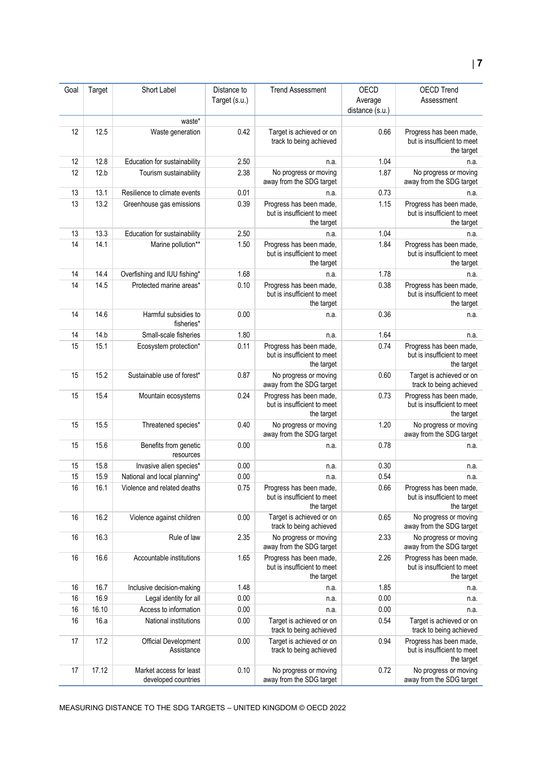| Goal | Target | Short Label | Distance to Target (s.u.) | Trend Assessment | OECD Average distance (s.u.) | OECD Trend Assessment |
|---|---|---|---|---|---|---|
| | | waste* | | | | |
| 12 | 12.5 | Waste generation | 0.42 | Target is achieved or on track to being achieved | 0.66 | Progress has been made, but is insufficient to meet the target |
| 12 | 12.8 | Education for sustainability | 2.50 | n.a. | 1.04 | n.a. |
| 12 | 12.b | Tourism sustainability | 2.38 | No progress or moving away from the SDG target | 1.87 | No progress or moving away from the SDG target |
| 13 | 13.1 | Resilience to climate events | 0.01 | n.a. | 0.73 | n.a. |
| 13 | 13.2 | Greenhouse gas emissions | 0.39 | Progress has been made, but is insufficient to meet the target | 1.15 | Progress has been made, but is insufficient to meet the target |
| 13 | 13.3 | Education for sustainability | 2.50 | n.a. | 1.04 | n.a. |
| 14 | 14.1 | Marine pollution** | 1.50 | Progress has been made, but is insufficient to meet the target | 1.84 | Progress has been made, but is insufficient to meet the target |
| 14 | 14.4 | Overfishing and IUU fishing* | 1.68 | n.a. | 1.78 | n.a. |
| 14 | 14.5 | Protected marine areas* | 0.10 | Progress has been made, but is insufficient to meet the target | 0.38 | Progress has been made, but is insufficient to meet the target |
| 14 | 14.6 | Harmful subsidies to fisheries* | 0.00 | n.a. | 0.36 | n.a. |
| 14 | 14.b | Small-scale fisheries | 1.80 | n.a. | 1.64 | n.a. |
| 15 | 15.1 | Ecosystem protection* | 0.11 | Progress has been made, but is insufficient to meet the target | 0.74 | Progress has been made, but is insufficient to meet the target |
| 15 | 15.2 | Sustainable use of forest* | 0.87 | No progress or moving away from the SDG target | 0.60 | Target is achieved or on track to being achieved |
| 15 | 15.4 | Mountain ecosystems | 0.24 | Progress has been made, but is insufficient to meet the target | 0.73 | Progress has been made, but is insufficient to meet the target |
| 15 | 15.5 | Threatened species* | 0.40 | No progress or moving away from the SDG target | 1.20 | No progress or moving away from the SDG target |
| 15 | 15.6 | Benefits from genetic resources | 0.00 | n.a. | 0.78 | n.a. |
| 15 | 15.8 | Invasive alien species* | 0.00 | n.a. | 0.30 | n.a. |
| 15 | 15.9 | National and local planning* | 0.00 | n.a. | 0.54 | n.a. |
| 16 | 16.1 | Violence and related deaths | 0.75 | Progress has been made, but is insufficient to meet the target | 0.66 | Progress has been made, but is insufficient to meet the target |
| 16 | 16.2 | Violence against children | 0.00 | Target is achieved or on track to being achieved | 0.65 | No progress or moving away from the SDG target |
| 16 | 16.3 | Rule of law | 2.35 | No progress or moving away from the SDG target | 2.33 | No progress or moving away from the SDG target |
| 16 | 16.6 | Accountable institutions | 1.65 | Progress has been made, but is insufficient to meet the target | 2.26 | Progress has been made, but is insufficient to meet the target |
| 16 | 16.7 | Inclusive decision-making | 1.48 | n.a. | 1.85 | n.a. |
| 16 | 16.9 | Legal identity for all | 0.00 | n.a. | 0.00 | n.a. |
| 16 | 16.10 | Access to information | 0.00 | n.a. | 0.00 | n.a. |
| 16 | 16.a | National institutions | 0.00 | Target is achieved or on track to being achieved | 0.54 | Target is achieved or on track to being achieved |
| 17 | 17.2 | Official Development Assistance | 0.00 | Target is achieved or on track to being achieved | 0.94 | Progress has been made, but is insufficient to meet the target |
| 17 | 17.12 | Market access for least developed countries | 0.10 | No progress or moving away from the SDG target | 0.72 | No progress or moving away from the SDG target |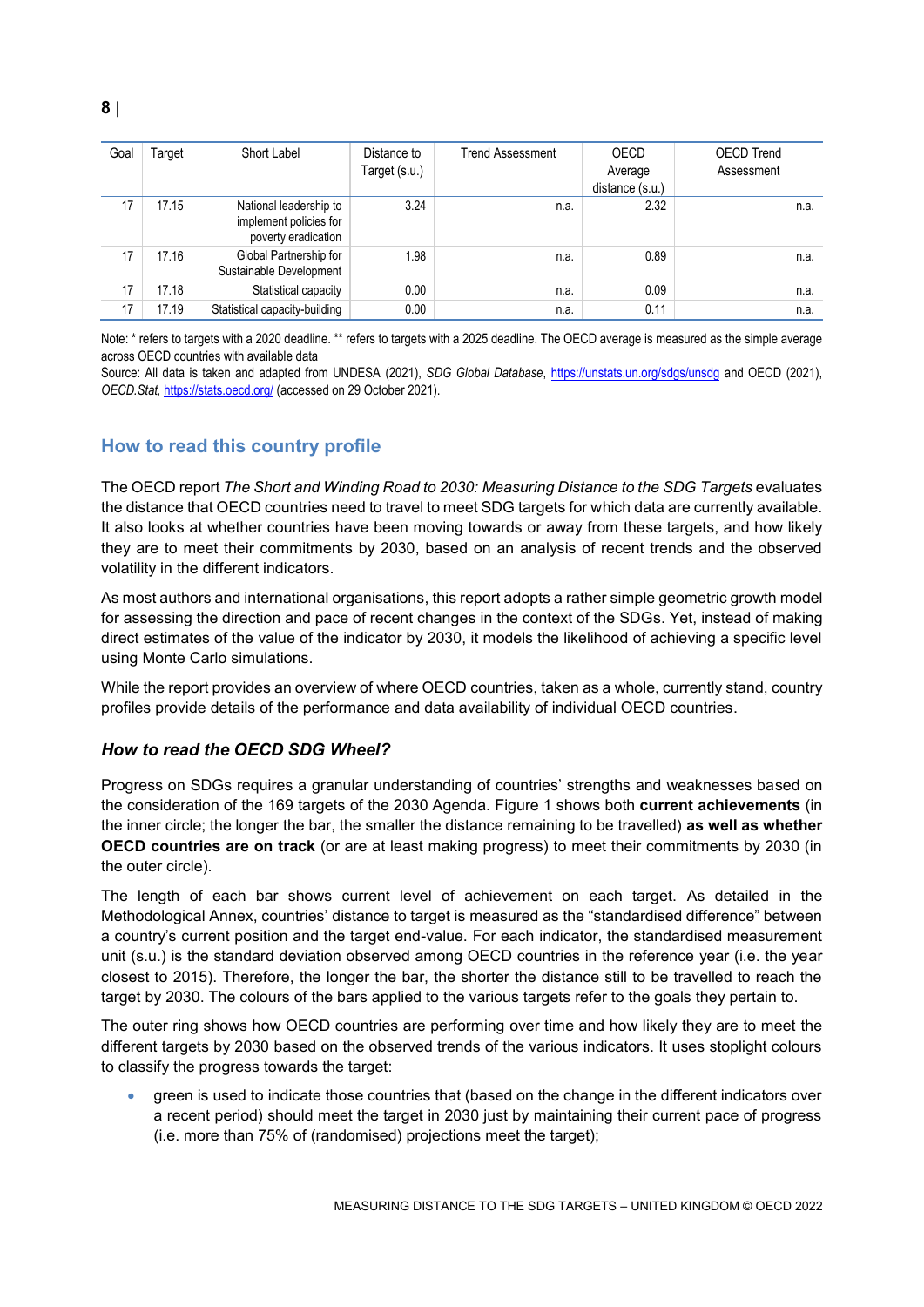| Goal | Target | Short Label | Distance to Target (s.u.) | Trend Assessment | OECD Average distance (s.u.) | OECD Trend Assessment |
|---|---|---|---|---|---|---|
| 17 | 17.15 | National leadership to implement policies for poverty eradication | 3.24 | n.a. | 2.32 | n.a. |
| 17 | 17.16 | Global Partnership for Sustainable Development | 1.98 | n.a. | 0.89 | n.a. |
| 17 | 17.18 | Statistical capacity | 0.00 | n.a. | 0.09 | n.a. |
| 17 | 17.19 | Statistical capacity-building | 0.00 | n.a. | 0.11 | n.a. |

Note: * refers to targets with a 2020 deadline. ** refers to targets with a 2025 deadline. The OECD average is measured as the simple average across OECD countries with available data

Source: All data is taken and adapted from UNDESA (2021), *SDG Global Database*, https://unstats.un.org/sdgs/unsdg and OECD (2021), *OECD.Stat*, https://stats.oecd.org/ (accessed on 29 October 2021).

## How to read this country profile

The OECD report *The Short and Winding Road to 2030: Measuring Distance to the SDG Targets* evaluates the distance that OECD countries need to travel to meet SDG targets for which data are currently available. It also looks at whether countries have been moving towards or away from these targets, and how likely they are to meet their commitments by 2030, based on an analysis of recent trends and the observed volatility in the different indicators.

As most authors and international organisations, this report adopts a rather simple geometric growth model for assessing the direction and pace of recent changes in the context of the SDGs. Yet, instead of making direct estimates of the value of the indicator by 2030, it models the likelihood of achieving a specific level using Monte Carlo simulations.

While the report provides an overview of where OECD countries, taken as a whole, currently stand, country profiles provide details of the performance and data availability of individual OECD countries.

### *How to read the OECD SDG Wheel?*

Progress on SDGs requires a granular understanding of countries' strengths and weaknesses based on the consideration of the 169 targets of the 2030 Agenda. Figure 1 shows both **current achievements** (in the inner circle; the longer the bar, the smaller the distance remaining to be travelled) **as well as whether OECD countries are on track** (or are at least making progress) to meet their commitments by 2030 (in the outer circle).

The length of each bar shows current level of achievement on each target. As detailed in the Methodological Annex, countries' distance to target is measured as the "standardised difference" between a country's current position and the target end-value. For each indicator, the standardised measurement unit (s.u.) is the standard deviation observed among OECD countries in the reference year (i.e. the year closest to 2015). Therefore, the longer the bar, the shorter the distance still to be travelled to reach the target by 2030. The colours of the bars applied to the various targets refer to the goals they pertain to.

The outer ring shows how OECD countries are performing over time and how likely they are to meet the different targets by 2030 based on the observed trends of the various indicators. It uses stoplight colours to classify the progress towards the target:

- green is used to indicate those countries that (based on the change in the different indicators over a recent period) should meet the target in 2030 just by maintaining their current pace of progress (i.e. more than 75% of (randomised) projections meet the target);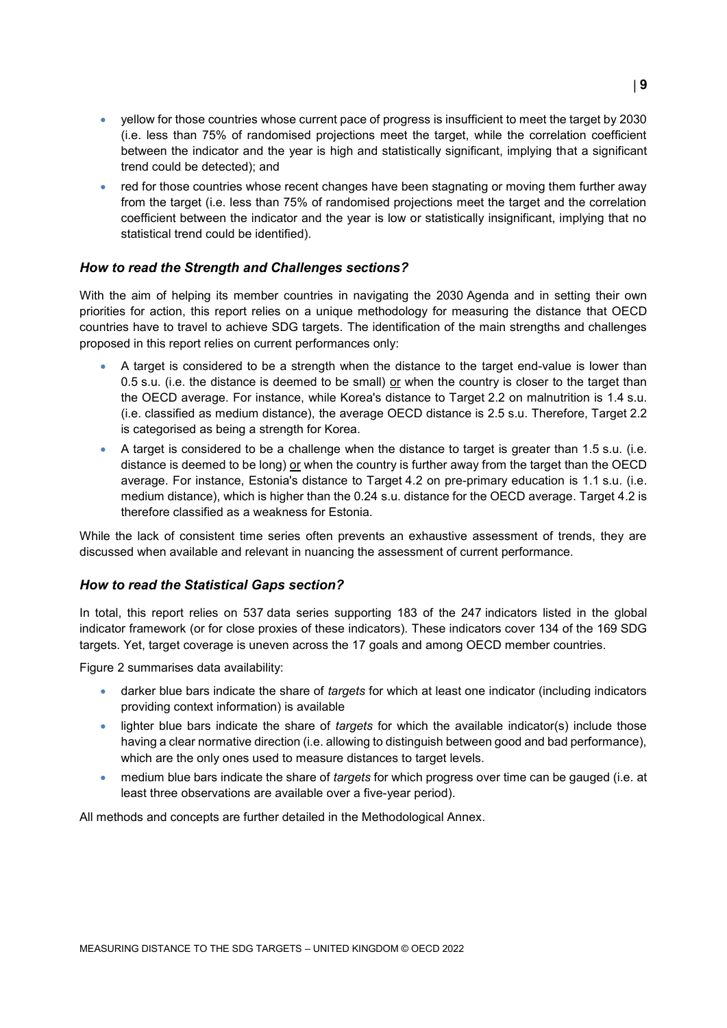- yellow for those countries whose current pace of progress is insufficient to meet the target by 2030 (i.e. less than 75% of randomised projections meet the target, while the correlation coefficient between the indicator and the year is high and statistically significant, implying that a significant trend could be detected); and
- red for those countries whose recent changes have been stagnating or moving them further away from the target (i.e. less than 75% of randomised projections meet the target and the correlation coefficient between the indicator and the year is low or statistically insignificant, implying that no statistical trend could be identified).

### *How to read the Strength and Challenges sections?*

With the aim of helping its member countries in navigating the 2030 Agenda and in setting their own priorities for action, this report relies on a unique methodology for measuring the distance that OECD countries have to travel to achieve SDG targets. The identification of the main strengths and challenges proposed in this report relies on current performances only:

- A target is considered to be a strength when the distance to the target end-value is lower than 0.5 s.u. (i.e. the distance is deemed to be small) or when the country is closer to the target than the OECD average. For instance, while Korea's distance to Target 2.2 on malnutrition is 1.4 s.u. (i.e. classified as medium distance), the average OECD distance is 2.5 s.u. Therefore, Target 2.2 is categorised as being a strength for Korea.
- A target is considered to be a challenge when the distance to target is greater than 1.5 s.u. (i.e. distance is deemed to be long) or when the country is further away from the target than the OECD average. For instance, Estonia's distance to Target 4.2 on pre-primary education is 1.1 s.u. (i.e. medium distance), which is higher than the 0.24 s.u. distance for the OECD average. Target 4.2 is therefore classified as a weakness for Estonia.

While the lack of consistent time series often prevents an exhaustive assessment of trends, they are discussed when available and relevant in nuancing the assessment of current performance.

### *How to read the Statistical Gaps section?*

In total, this report relies on 537 data series supporting 183 of the 247 indicators listed in the global indicator framework (or for close proxies of these indicators). These indicators cover 134 of the 169 SDG targets. Yet, target coverage is uneven across the 17 goals and among OECD member countries.

Figure 2 summarises data availability:

- darker blue bars indicate the share of *targets* for which at least one indicator (including indicators providing context information) is available
- lighter blue bars indicate the share of *targets* for which the available indicator(s) include those having a clear normative direction (i.e. allowing to distinguish between good and bad performance), which are the only ones used to measure distances to target levels.
- medium blue bars indicate the share of *targets* for which progress over time can be gauged (i.e. at least three observations are available over a five-year period).

All methods and concepts are further detailed in the Methodological Annex.